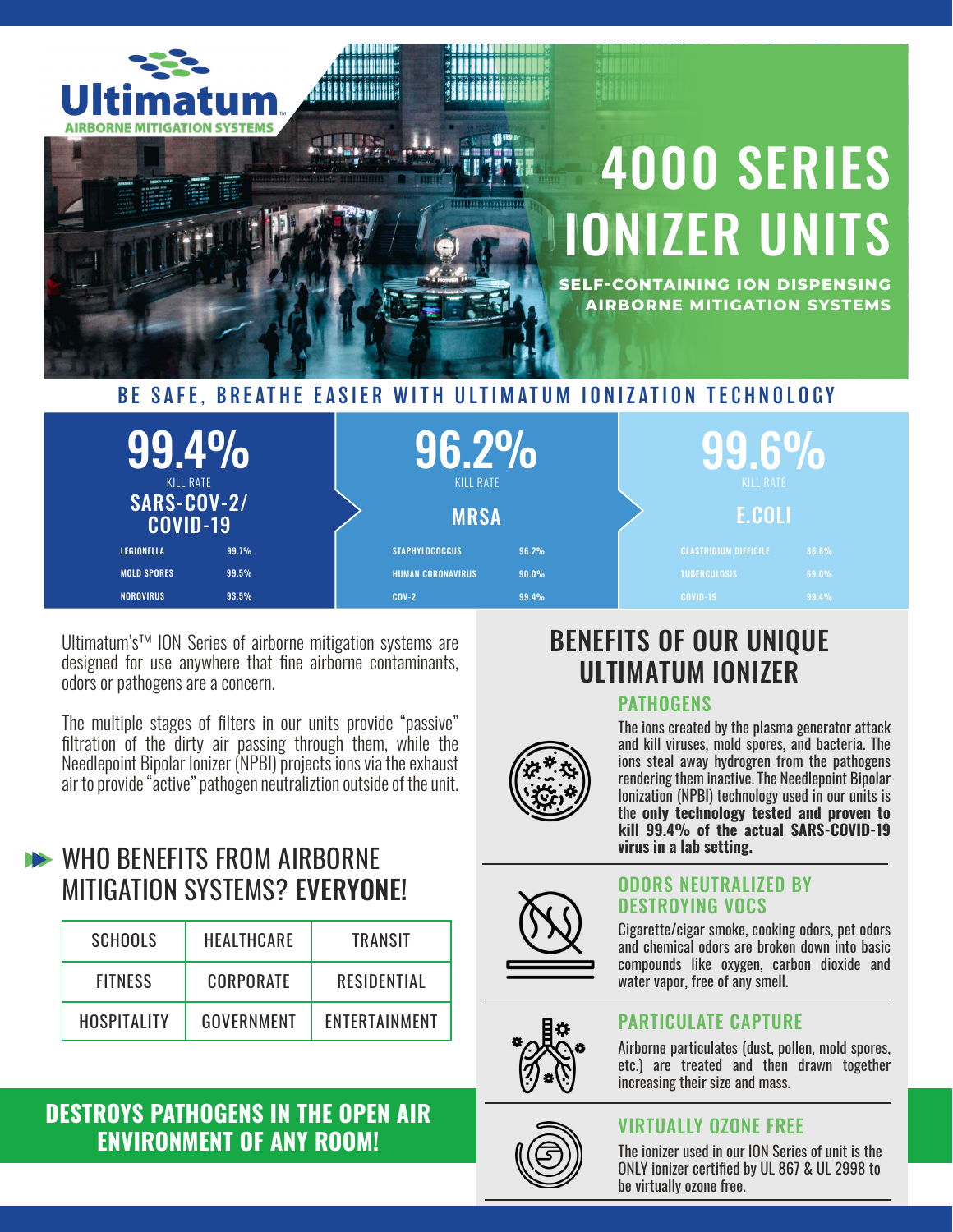Ultimatum™
AIRBORNE MITIGATION SYSTEMS

# 4000 SERIES IONIZER UNITS

**SELF-CONTAINING ION DISPENSING AIRBORNE MITIGATION SYSTEMS**

## BE SAFE, BREATHE EASIER WITH ULTIMATUM IONIZATION TECHNOLOGY

**99.4%**
KILL RATE
**SARS-COV-2/ COVID-19**

| | |
|---|---|
| LEGIONELLA | 99.7% |
| MOLD SPORES | 99.5% |
| NOROVIRUS | 93.5% |

**96.2%**
KILL RATE
**MRSA**

| | |
|---|---|
| STAPHYLOCOCCUS | 96.2% |
| HUMAN CORONAVIRUS | 90.0% |
| COV-2 | 99.4% |

**99.6%**
KILL RATE
**E.COLI**

| | |
|---|---|
| CLASTRIDIUM DIFFICILE | 86.8% |
| TUBERCULOSIS | 69.0% |
| COVID-19 | 99.4% |

Ultimatum's™ ION Series of airborne mitigation systems are designed for use anywhere that fine airborne contaminants, odors or pathogens are a concern.

The multiple stages of filters in our units provide "passive" filtration of the dirty air passing through them, while the Needlepoint Bipolar Ionizer (NPBI) projects ions via the exhaust air to provide "active" pathogen neutraliztion outside of the unit.

## WHO BENEFITS FROM AIRBORNE MITIGATION SYSTEMS? **EVERYONE!**

| | | |
|---|---|---|
| SCHOOLS | HEALTHCARE | TRANSIT |
| FITNESS | CORPORATE | RESIDENTIAL |
| HOSPITALITY | GOVERNMENT | ENTERTAINMENT |

**DESTROYS PATHOGENS IN THE OPEN AIR ENVIRONMENT OF ANY ROOM!**

## BENEFITS OF OUR UNIQUE ULTIMATUM IONIZER

### PATHOGENS

The ions created by the plasma generator attack and kill viruses, mold spores, and bacteria. The ions steal away hydrogren from the pathogens rendering them inactive. The Needlepoint Bipolar Ionization (NPBI) technology used in our units is the **only technology tested and proven to kill 99.4% of the actual SARS-COVID-19 virus in a lab setting.**

### ODORS NEUTRALIZED BY DESTROYING VOCS

Cigarette/cigar smoke, cooking odors, pet odors and chemical odors are broken down into basic compounds like oxygen, carbon dioxide and water vapor, free of any smell.

### PARTICULATE CAPTURE

Airborne particulates (dust, pollen, mold spores, etc.) are treated and then drawn together increasing their size and mass.

### VIRTUALLY OZONE FREE

The ionizer used in our ION Series of unit is the ONLY ionizer certified by UL 867 & UL 2998 to be virtually ozone free.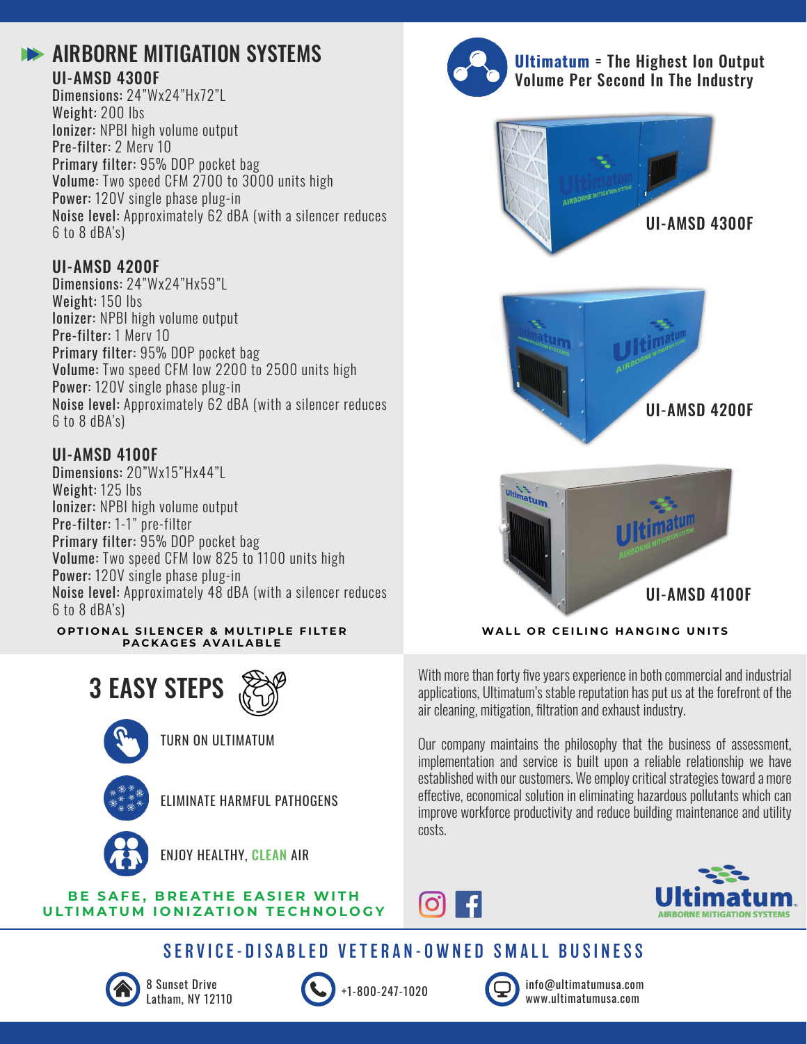## AIRBORNE MITIGATION SYSTEMS

### UI-AMSD 4300F

**Dimensions:** 24”Wx24”Hx72”L
**Weight:** 200 lbs
**Ionizer:** NPBI high volume output
**Pre-filter:** 2 Merv 10
**Primary filter:** 95% DOP pocket bag
**Volume:** Two speed CFM 2700 to 3000 units high
**Power:** 120V single phase plug-in
**Noise level:** Approximately 62 dBA (with a silencer reduces 6 to 8 dBA’s)

### UI-AMSD 4200F

**Dimensions:** 24”Wx24”Hx59”L
**Weight:** 150 lbs
**Ionizer:** NPBI high volume output
**Pre-filter:** 1 Merv 10
**Primary filter:** 95% DOP pocket bag
**Volume:** Two speed CFM low 2200 to 2500 units high
**Power:** 120V single phase plug-in
**Noise level:** Approximately 62 dBA (with a silencer reduces 6 to 8 dBA’s)

### UI-AMSD 4100F

**Dimensions:** 20”Wx15”Hx44”L
**Weight:** 125 lbs
**Ionizer:** NPBI high volume output
**Pre-filter:** 1-1” pre-filter
**Primary filter:** 95% DOP pocket bag
**Volume:** Two speed CFM low 825 to 1100 units high
**Power:** 120V single phase plug-in
**Noise level:** Approximately 48 dBA (with a silencer reduces 6 to 8 dBA’s)

**OPTIONAL SILENCER & MULTIPLE FILTER PACKAGES AVAILABLE**

**Ultimatum** = The Highest Ion Output Volume Per Second In The Industry

UI-AMSD 4300F

UI-AMSD 4200F

UI-AMSD 4100F

**WALL OR CEILING HANGING UNITS**

## 3 EASY STEPS

- TURN ON ULTIMATUM
- ELIMINATE HARMFUL PATHOGENS
- ENJOY HEALTHY, CLEAN AIR

**BE SAFE, BREATHE EASIER WITH ULTIMATUM IONIZATION TECHNOLOGY**

With more than forty five years experience in both commercial and industrial applications, Ultimatum’s stable reputation has put us at the forefront of the air cleaning, mitigation, filtration and exhaust industry.

Our company maintains the philosophy that the business of assessment, implementation and service is built upon a reliable relationship we have established with our customers. We employ critical strategies toward a more effective, economical solution in eliminating hazardous pollutants which can improve workforce productivity and reduce building maintenance and utility costs.

Ultimatum
AIRBORNE MITIGATION SYSTEMS

## SERVICE-DISABLED VETERAN-OWNED SMALL BUSINESS

8 Sunset Drive
Latham, NY 12110

+1-800-247-1020

info@ultimatumusa.com
www.ultimatumusa.com